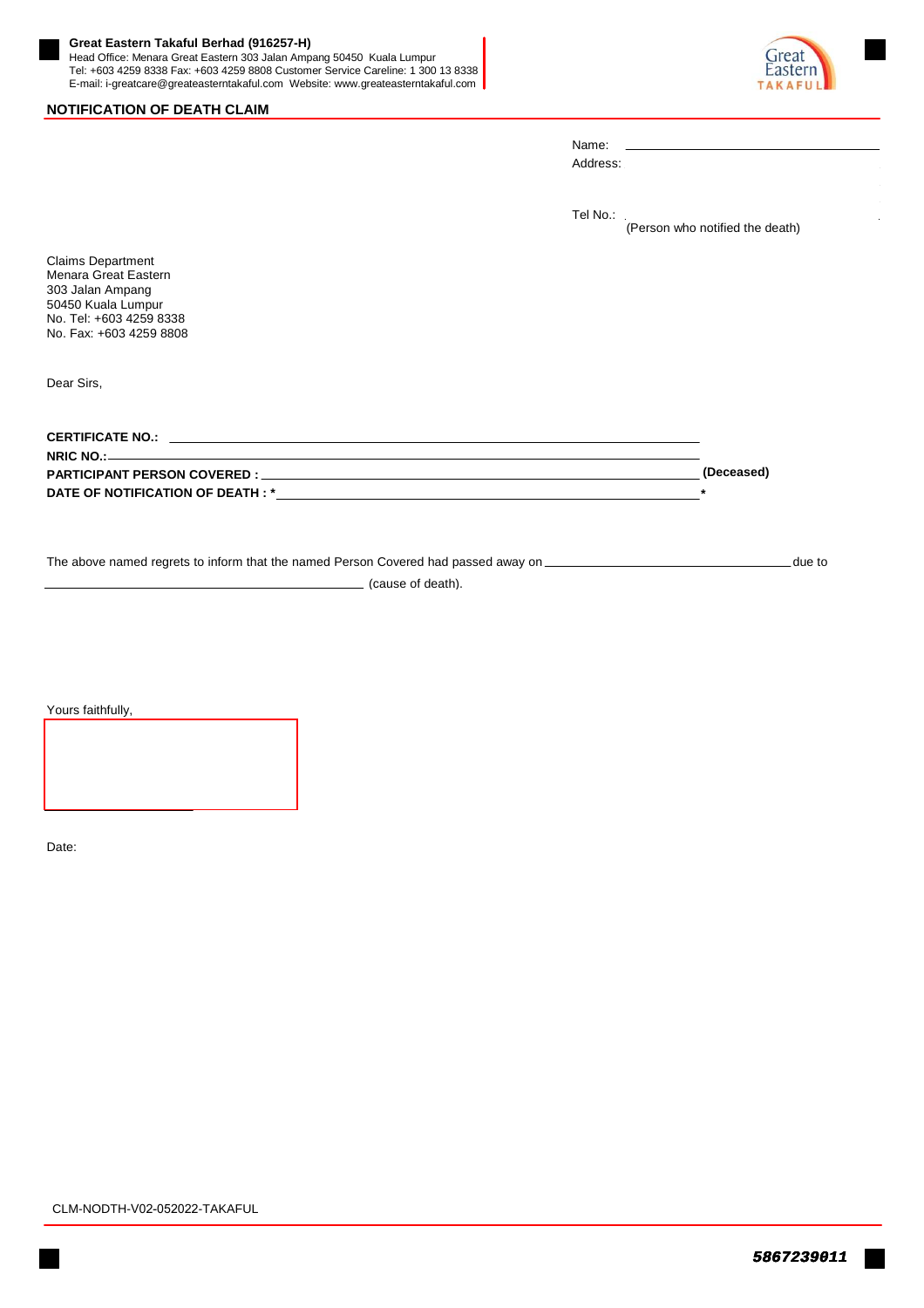**Great Eastern Takaful Berhad (916257-H)**
Head Office: Menara Great Eastern 303 Jalan Ampang 50450 Kuala Lumpur
Tel: +603 4259 8338 Fax: +603 4259 8808 Customer Service Careline: 1 300 13 8338
E-mail: i-greatcare@greateasterntakaful.com Website: www.greateasterntakaful.com

## NOTIFICATION OF DEATH CLAIM

Name: ____________________
Address:

Tel No.:
(Person who notified the death)

Claims Department
Menara Great Eastern
303 Jalan Ampang
50450 Kuala Lumpur
No. Tel: +603 4259 8338
No. Fax: +603 4259 8808

Dear Sirs,

**CERTIFICATE NO.:** ____________________

**NRIC NO.:** ____________________

**PARTICIPANT PERSON COVERED :** ____________________ **(Deceased)**

**DATE OF NOTIFICATION OF DEATH : *** ____________________ *****

The above named regrets to inform that the named Person Covered had passed away on ____________________ due to ____________________ (cause of death).

Yours faithfully,

Date:

CLM-NODTH-V02-052022-TAKAFUL

*5867239011*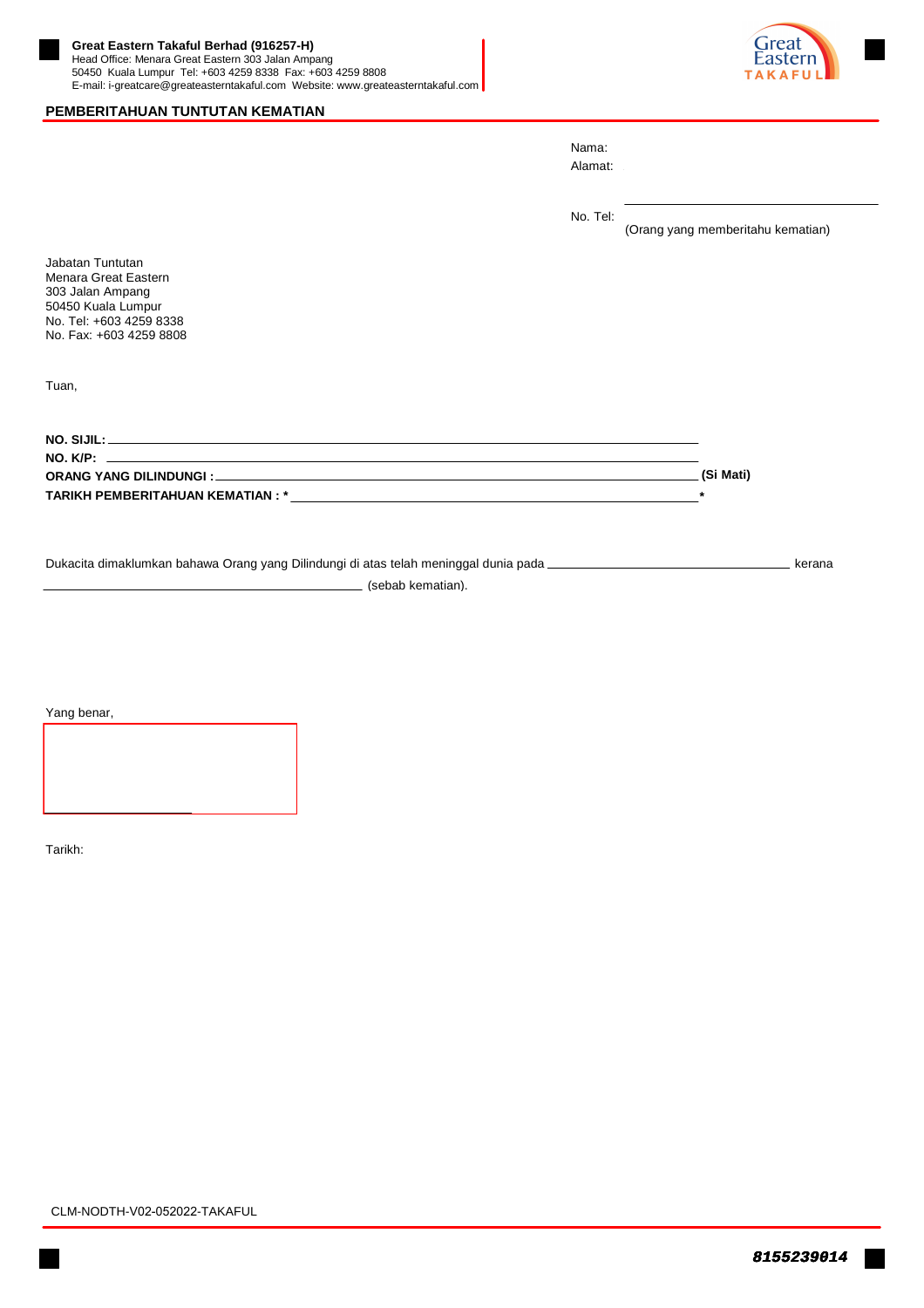**Great Eastern Takaful Berhad (916257-H)**
Head Office: Menara Great Eastern 303 Jalan Ampang
50450 Kuala Lumpur Tel: +603 4259 8338 Fax: +603 4259 8808
E-mail: i-greatcare@greateasterntakaful.com Website: www.greateasterntakaful.com

## PEMBERITAHUAN TUNTUTAN KEMATIAN

Nama:
Alamat:

No. Tel: ____________________
(Orang yang memberitahu kematian)

Jabatan Tuntutan
Menara Great Eastern
303 Jalan Ampang
50450 Kuala Lumpur
No. Tel: +603 4259 8338
No. Fax: +603 4259 8808

Tuan,

**NO. SIJIL:** ____________________

**NO. K/P:** ____________________

**ORANG YANG DILINDUNGI :** ____________________ **(Si Mati)**

**TARIKH PEMBERITAHUAN KEMATIAN : *** ____________________ *****

Dukacita dimaklumkan bahawa Orang yang Dilindungi di atas telah meninggal dunia pada ____________________ kerana ____________________ (sebab kematian).

Yang benar,

____________________

Tarikh:

CLM-NODTH-V02-052022-TAKAFUL

8155239014